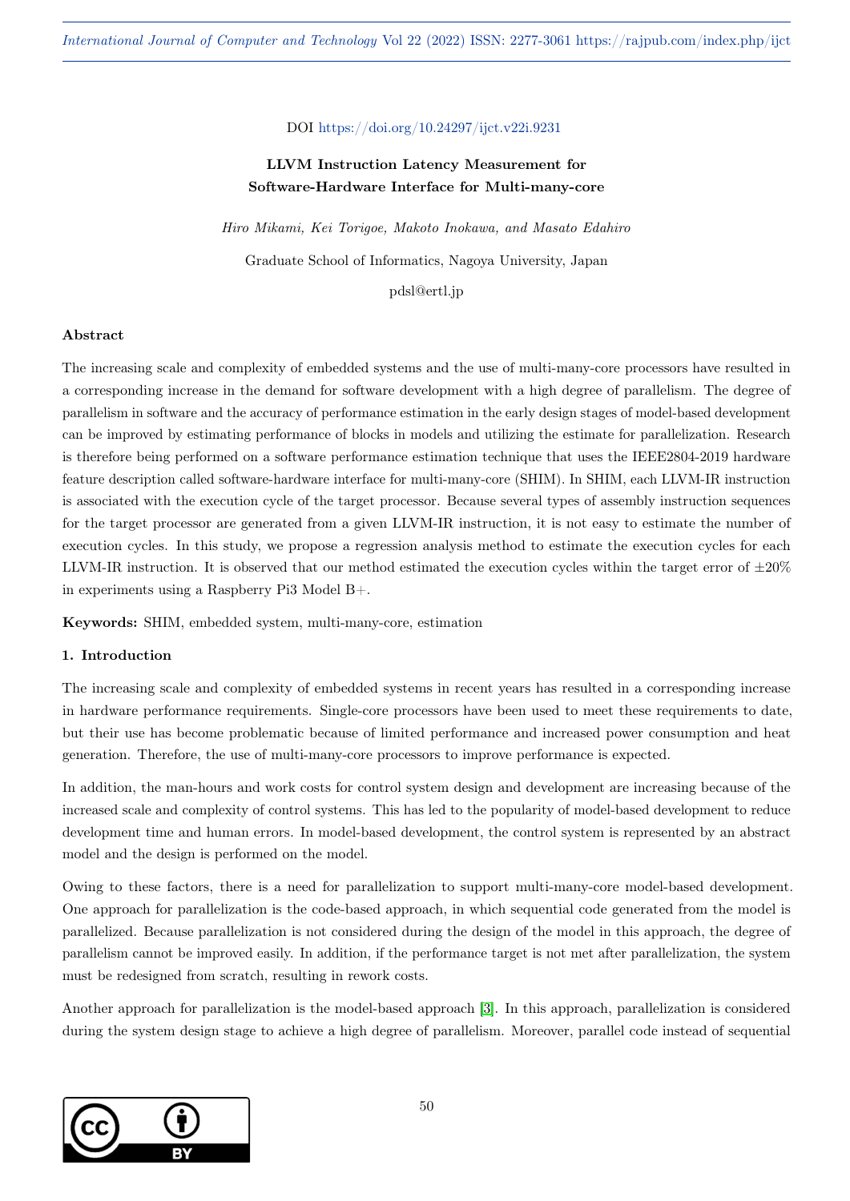DOI https://doi.org/10.24297/ijct.v22i.9231

# LLVM Instruction Latency Measurement for Software-Hardware Interface for Multi-many-core

*Hiro Mikami, Kei Torigoe, Makoto Inokawa, and Masato Edahiro*

Graduate School of Informatics, Nagoya University, Japan

pdsl@ertl.jp

## Abstract

The increasing scale and complexity of embedded systems and the use of multi-many-core processors have resulted in a corresponding increase in the demand for software development with a high degree of parallelism. The degree of parallelism in software and the accuracy of performance estimation in the early design stages of model-based development can be improved by estimating performance of blocks in models and utilizing the estimate for parallelization. Research is therefore being performed on a software performance estimation technique that uses the IEEE2804-2019 hardware feature description called software-hardware interface for multi-many-core (SHIM). In SHIM, each LLVM-IR instruction is associated with the execution cycle of the target processor. Because several types of assembly instruction sequences for the target processor are generated from a given LLVM-IR instruction, it is not easy to estimate the number of execution cycles. In this study, we propose a regression analysis method to estimate the execution cycles for each LLVM-IR instruction. It is observed that our method estimated the execution cycles within the target error of ±20% in experiments using a Raspberry Pi3 Model B+.

**Keywords:** SHIM, embedded system, multi-many-core, estimation

## 1. Introduction

The increasing scale and complexity of embedded systems in recent years has resulted in a corresponding increase in hardware performance requirements. Single-core processors have been used to meet these requirements to date, but their use has become problematic because of limited performance and increased power consumption and heat generation. Therefore, the use of multi-many-core processors to improve performance is expected.

In addition, the man-hours and work costs for control system design and development are increasing because of the increased scale and complexity of control systems. This has led to the popularity of model-based development to reduce development time and human errors. In model-based development, the control system is represented by an abstract model and the design is performed on the model.

Owing to these factors, there is a need for parallelization to support multi-many-core model-based development. One approach for parallelization is the code-based approach, in which sequential code generated from the model is parallelized. Because parallelization is not considered during the design of the model in this approach, the degree of parallelism cannot be improved easily. In addition, if the performance target is not met after parallelization, the system must be redesigned from scratch, resulting in rework costs.

Another approach for parallelization is the model-based approach [3]. In this approach, parallelization is considered during the system design stage to achieve a high degree of parallelism. Moreover, parallel code instead of sequential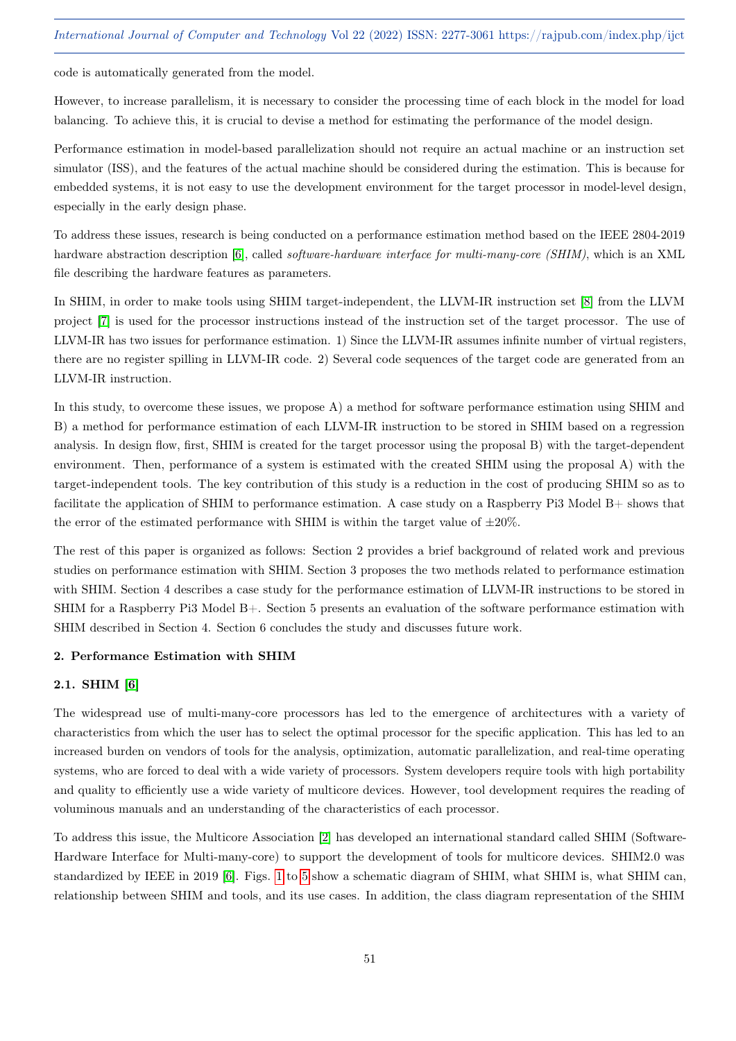code is automatically generated from the model.

However, to increase parallelism, it is necessary to consider the processing time of each block in the model for load balancing. To achieve this, it is crucial to devise a method for estimating the performance of the model design.

Performance estimation in model-based parallelization should not require an actual machine or an instruction set simulator (ISS), and the features of the actual machine should be considered during the estimation. This is because for embedded systems, it is not easy to use the development environment for the target processor in model-level design, especially in the early design phase.

To address these issues, research is being conducted on a performance estimation method based on the IEEE 2804-2019 hardware abstraction description [6], called *software-hardware interface for multi-many-core (SHIM)*, which is an XML file describing the hardware features as parameters.

In SHIM, in order to make tools using SHIM target-independent, the LLVM-IR instruction set [8] from the LLVM project [7] is used for the processor instructions instead of the instruction set of the target processor. The use of LLVM-IR has two issues for performance estimation. 1) Since the LLVM-IR assumes infinite number of virtual registers, there are no register spilling in LLVM-IR code. 2) Several code sequences of the target code are generated from an LLVM-IR instruction.

In this study, to overcome these issues, we propose A) a method for software performance estimation using SHIM and B) a method for performance estimation of each LLVM-IR instruction to be stored in SHIM based on a regression analysis. In design flow, first, SHIM is created for the target processor using the proposal B) with the target-dependent environment. Then, performance of a system is estimated with the created SHIM using the proposal A) with the target-independent tools. The key contribution of this study is a reduction in the cost of producing SHIM so as to facilitate the application of SHIM to performance estimation. A case study on a Raspberry Pi3 Model B+ shows that the error of the estimated performance with SHIM is within the target value of $\pm 20\%$.

The rest of this paper is organized as follows: Section 2 provides a brief background of related work and previous studies on performance estimation with SHIM. Section 3 proposes the two methods related to performance estimation with SHIM. Section 4 describes a case study for the performance estimation of LLVM-IR instructions to be stored in SHIM for a Raspberry Pi3 Model B+. Section 5 presents an evaluation of the software performance estimation with SHIM described in Section 4. Section 6 concludes the study and discusses future work.

## 2. Performance Estimation with SHIM

### 2.1. SHIM [6]

The widespread use of multi-many-core processors has led to the emergence of architectures with a variety of characteristics from which the user has to select the optimal processor for the specific application. This has led to an increased burden on vendors of tools for the analysis, optimization, automatic parallelization, and real-time operating systems, who are forced to deal with a wide variety of processors. System developers require tools with high portability and quality to efficiently use a wide variety of multicore devices. However, tool development requires the reading of voluminous manuals and an understanding of the characteristics of each processor.

To address this issue, the Multicore Association [2] has developed an international standard called SHIM (Software-Hardware Interface for Multi-many-core) to support the development of tools for multicore devices. SHIM2.0 was standardized by IEEE in 2019 [6]. Figs. 1 to 5 show a schematic diagram of SHIM, what SHIM is, what SHIM can, relationship between SHIM and tools, and its use cases. In addition, the class diagram representation of the SHIM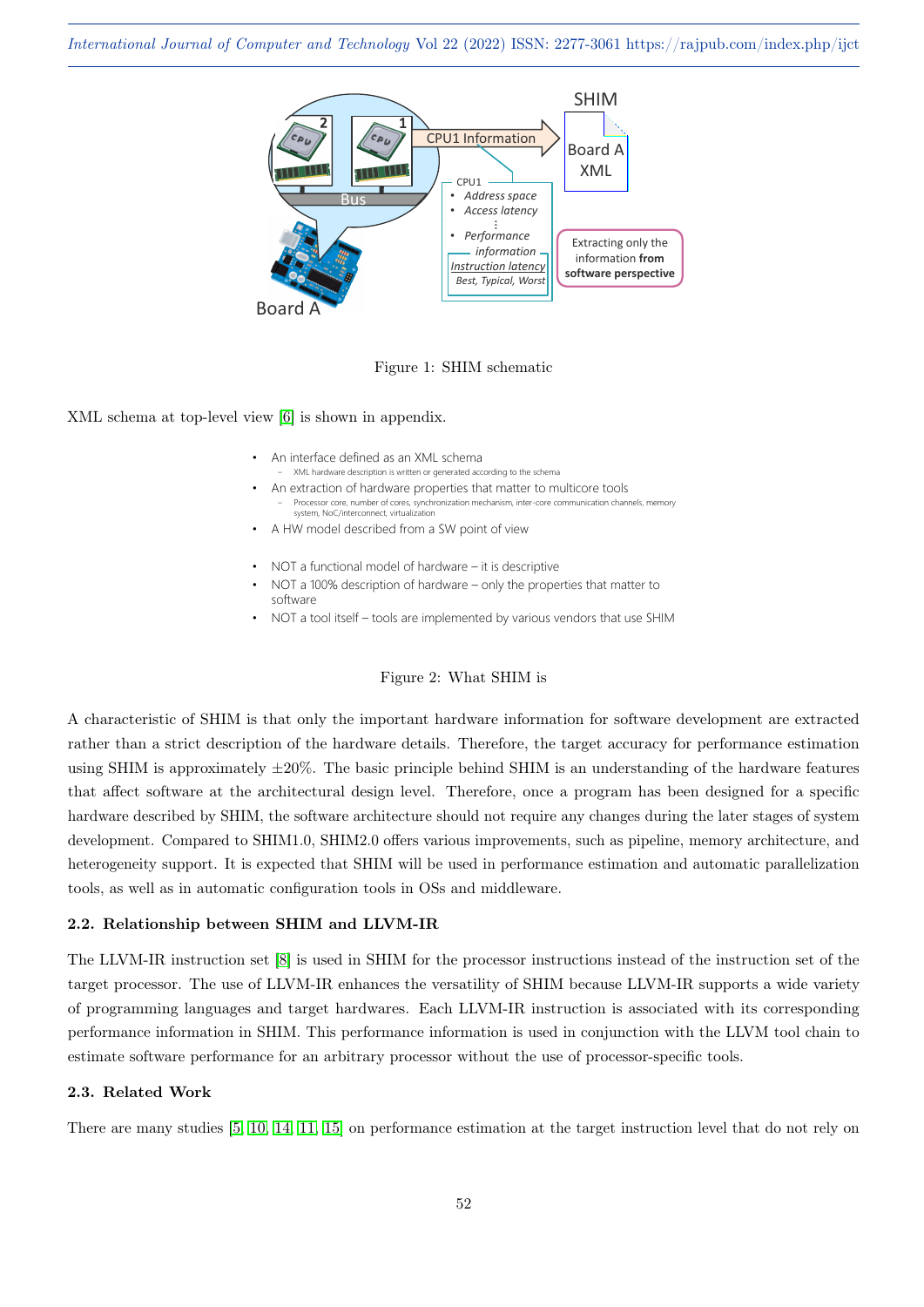Figure 1: SHIM schematic

XML schema at top-level view [6] is shown in appendix.

- An interface defined as an XML schema
  - XML hardware description is written or generated according to the schema
- An extraction of hardware properties that matter to multicore tools
  - Processor core, number of cores, synchronization mechanism, inter-core communication channels, memory system, NoC/interconnect, virtualization
- A HW model described from a SW point of view

- NOT a functional model of hardware – it is descriptive
- NOT a 100% description of hardware – only the properties that matter to software
- NOT a tool itself – tools are implemented by various vendors that use SHIM

Figure 2: What SHIM is

A characteristic of SHIM is that only the important hardware information for software development are extracted rather than a strict description of the hardware details. Therefore, the target accuracy for performance estimation using SHIM is approximately $\pm 20\%$. The basic principle behind SHIM is an understanding of the hardware features that affect software at the architectural design level. Therefore, once a program has been designed for a specific hardware described by SHIM, the software architecture should not require any changes during the later stages of system development. Compared to SHIM1.0, SHIM2.0 offers various improvements, such as pipeline, memory architecture, and heterogeneity support. It is expected that SHIM will be used in performance estimation and automatic parallelization tools, as well as in automatic configuration tools in OSs and middleware.

### 2.2. Relationship between SHIM and LLVM-IR

The LLVM-IR instruction set [8] is used in SHIM for the processor instructions instead of the instruction set of the target processor. The use of LLVM-IR enhances the versatility of SHIM because LLVM-IR supports a wide variety of programming languages and target hardwares. Each LLVM-IR instruction is associated with its corresponding performance information in SHIM. This performance information is used in conjunction with the LLVM tool chain to estimate software performance for an arbitrary processor without the use of processor-specific tools.

### 2.3. Related Work

There are many studies [5, 10, 14, 11, 15] on performance estimation at the target instruction level that do not rely on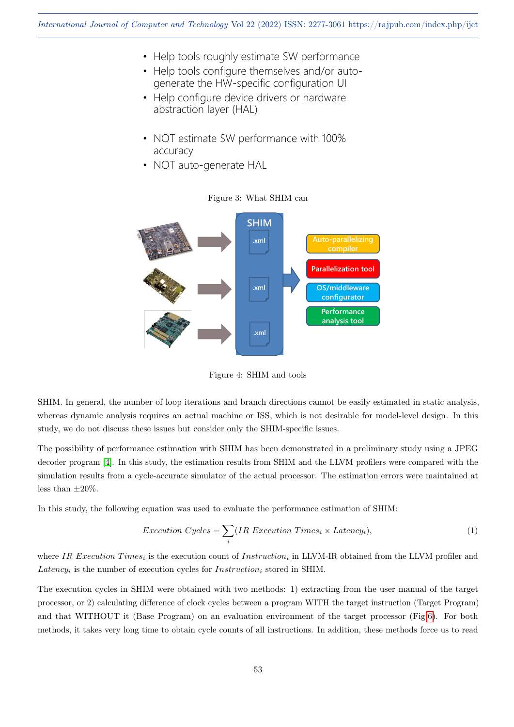- Help tools roughly estimate SW performance
- Help tools configure themselves and/or auto-generate the HW-specific configuration UI
- Help configure device drivers or hardware abstraction layer (HAL)

- NOT estimate SW performance with 100% accuracy
- NOT auto-generate HAL

Figure 3: What SHIM can

Figure 4: SHIM and tools

SHIM. In general, the number of loop iterations and branch directions cannot be easily estimated in static analysis, whereas dynamic analysis requires an actual machine or ISS, which is not desirable for model-level design. In this study, we do not discuss these issues but consider only the SHIM-specific issues.

The possibility of performance estimation with SHIM has been demonstrated in a preliminary study using a JPEG decoder program [4]. In this study, the estimation results from SHIM and the LLVM profilers were compared with the simulation results from a cycle-accurate simulator of the actual processor. The estimation errors were maintained at less than ±20%.

In this study, the following equation was used to evaluate the performance estimation of SHIM:

$$Execution\ Cycles = \sum_{i} (IR\ Execution\ Times_i \times Latency_i), \tag{1}$$

where $IR\ Execution\ Times_i$ is the execution count of $Instruction_i$ in LLVM-IR obtained from the LLVM profiler and $Latency_i$ is the number of execution cycles for $Instruction_i$ stored in SHIM.

The execution cycles in SHIM were obtained with two methods: 1) extracting from the user manual of the target processor, or 2) calculating difference of clock cycles between a program WITH the target instruction (Target Program) and that WITHOUT it (Base Program) on an evaluation environment of the target processor (Fig 6). For both methods, it takes very long time to obtain cycle counts of all instructions. In addition, these methods force us to read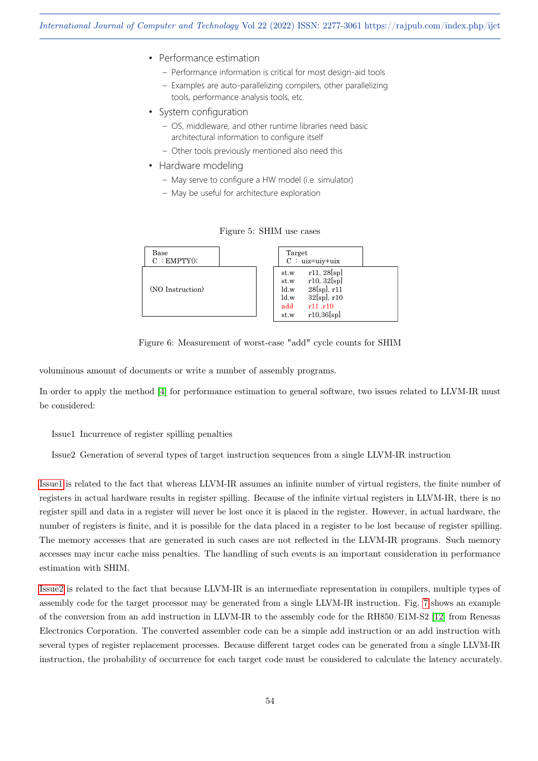- Performance estimation
  - Performance information is critical for most design-aid tools
  - Examples are auto-parallelizing compilers, other parallelizing tools, performance analysis tools, etc.
- System configuration
  - OS, middleware, and other runtime libraries need basic architectural information to configure itself
  - Other tools previously mentioned also need this
- Hardware modeling
  - May serve to configure a HW model (i.e. simulator)
  - May be useful for architecture exploration

Figure 5: SHIM use cases

```
Base
C : EMPTY();

(NO Instruction)
```

```
Target
C : uiz=uiy+uix

st.w    r11, 28[sp]
st.w    r10, 32[sp]
ld.w    28[sp], r11
ld.w    32[sp], r10
add     r11 ,r10
st.w    r10,36[sp]
```

Figure 6: Measurement of worst-case "add" cycle counts for SHIM

voluminous amount of documents or write a number of assembly programs.

In order to apply the method [4] for performance estimation to general software, two issues related to LLVM-IR must be considered:

Issue1 Incurrence of register spilling penalties

Issue2 Generation of several types of target instruction sequences from a single LLVM-IR instruction

Issue1 is related to the fact that whereas LLVM-IR assumes an infinite number of virtual registers, the finite number of registers in actual hardware results in register spilling. Because of the infinite virtual registers in LLVM-IR, there is no register spill and data in a register will never be lost once it is placed in the register. However, in actual hardware, the number of registers is finite, and it is possible for the data placed in a register to be lost because of register spilling. The memory accesses that are generated in such cases are not reflected in the LLVM-IR programs. Such memory accesses may incur cache miss penalties. The handling of such events is an important consideration in performance estimation with SHIM.

Issue2 is related to the fact that because LLVM-IR is an intermediate representation in compilers, multiple types of assembly code for the target processor may be generated from a single LLVM-IR instruction. Fig. 7 shows an example of the conversion from an add instruction in LLVM-IR to the assembly code for the RH850/E1M-S2 [12] from Renesas Electronics Corporation. The converted assembler code can be a simple add instruction or an add instruction with several types of register replacement processes. Because different target codes can be generated from a single LLVM-IR instruction, the probability of occurrence for each target code must be considered to calculate the latency accurately.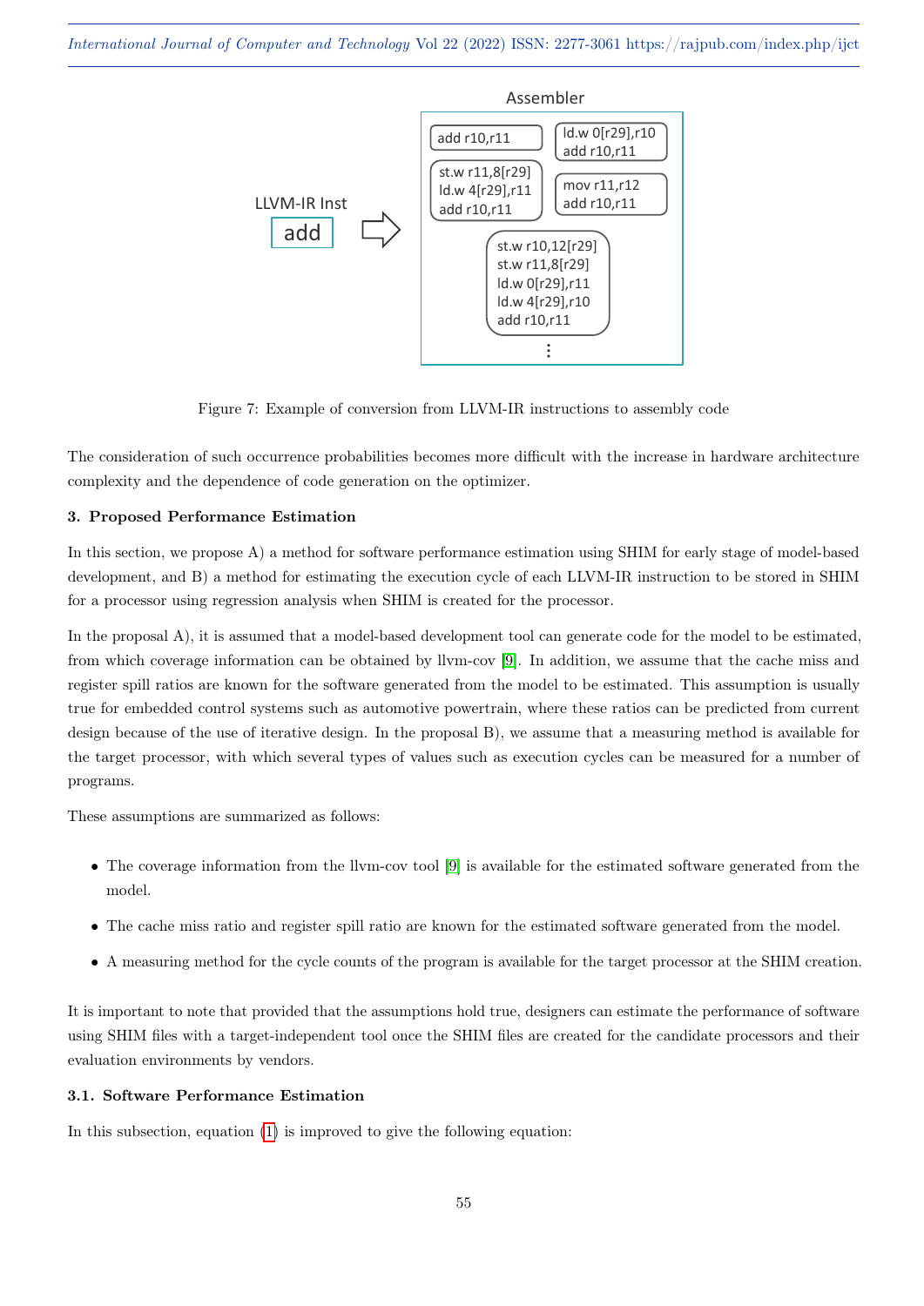Assembler

LLVM-IR Inst

add

```
add r10,r11
```

```
ld.w 0[r29],r10
add r10,r11
```

```
st.w r11,8[r29]
ld.w 4[r29],r11
add r10,r11
```

```
mov r11,r12
add r10,r11
```

```
st.w r10,12[r29]
st.w r11,8[r29]
ld.w 0[r29],r11
ld.w 4[r29],r10
add r10,r11
```

⋮

Figure 7: Example of conversion from LLVM-IR instructions to assembly code

The consideration of such occurrence probabilities becomes more difficult with the increase in hardware architecture complexity and the dependence of code generation on the optimizer.

### 3. Proposed Performance Estimation

In this section, we propose A) a method for software performance estimation using SHIM for early stage of model-based development, and B) a method for estimating the execution cycle of each LLVM-IR instruction to be stored in SHIM for a processor using regression analysis when SHIM is created for the processor.

In the proposal A), it is assumed that a model-based development tool can generate code for the model to be estimated, from which coverage information can be obtained by llvm-cov [9]. In addition, we assume that the cache miss and register spill ratios are known for the software generated from the model to be estimated. This assumption is usually true for embedded control systems such as automotive powertrain, where these ratios can be predicted from current design because of the use of iterative design. In the proposal B), we assume that a measuring method is available for the target processor, with which several types of values such as execution cycles can be measured for a number of programs.

These assumptions are summarized as follows:

- The coverage information from the llvm-cov tool [9] is available for the estimated software generated from the model.
- The cache miss ratio and register spill ratio are known for the estimated software generated from the model.
- A measuring method for the cycle counts of the program is available for the target processor at the SHIM creation.

It is important to note that provided that the assumptions hold true, designers can estimate the performance of software using SHIM files with a target-independent tool once the SHIM files are created for the candidate processors and their evaluation environments by vendors.

#### 3.1. Software Performance Estimation

In this subsection, equation (1) is improved to give the following equation: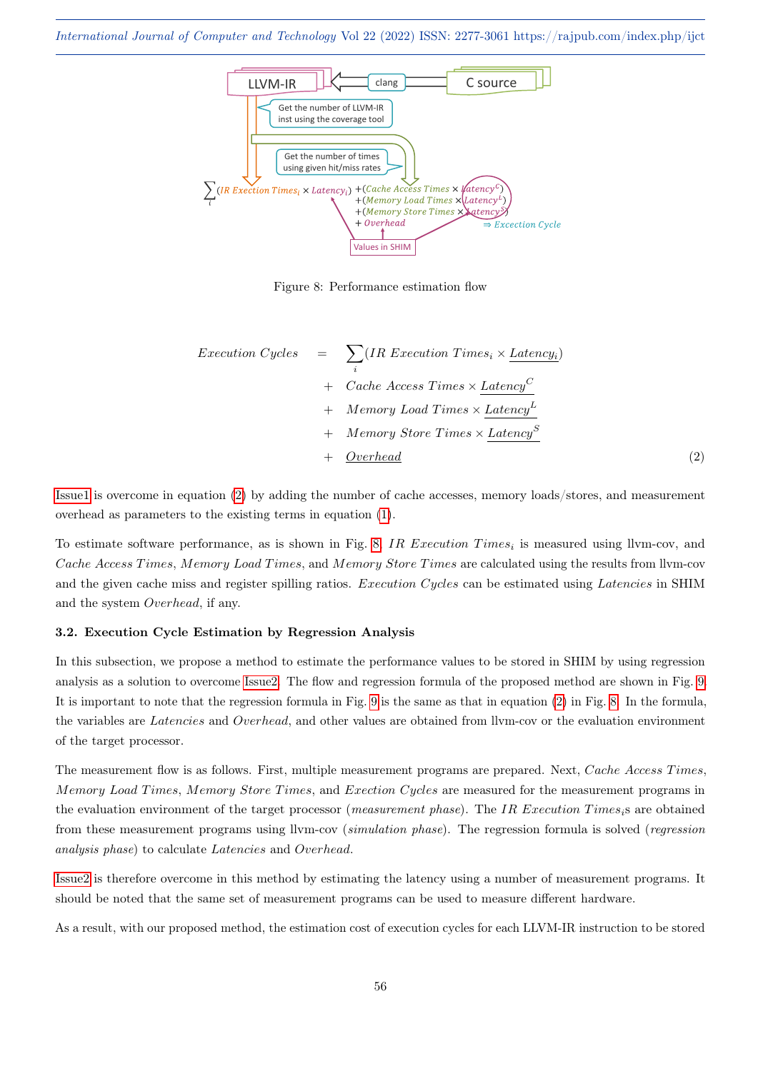Figure 8: Performance estimation flow

$$
\begin{aligned}
Execution\ Cycles \quad = \quad & \sum_i (IR\ Execution\ Times_i \times \underline{Latency_i}) \\
+ \quad & Cache\ Access\ Times \times \underline{Latency^C} \\
+ \quad & Memory\ Load\ Times \times \underline{Latency^L} \\
+ \quad & Memory\ Store\ Times \times \underline{Latency^S} \\
+ \quad & \underline{Overhead}
\end{aligned} \tag{2}
$$

Issue1 is overcome in equation (2) by adding the number of cache accesses, memory loads/stores, and measurement overhead as parameters to the existing terms in equation (1).

To estimate software performance, as is shown in Fig. 8, $IR\ Execution\ Times_i$ is measured using llvm-cov, and $Cache\ Access\ Times$, $Memory\ Load\ Times$, and $Memory\ Store\ Times$ are calculated using the results from llvm-cov and the given cache miss and register spilling ratios. $Execution\ Cycles$ can be estimated using $Latencies$ in SHIM and the system $Overhead$, if any.

### 3.2. Execution Cycle Estimation by Regression Analysis

In this subsection, we propose a method to estimate the performance values to be stored in SHIM by using regression analysis as a solution to overcome Issue2. The flow and regression formula of the proposed method are shown in Fig. 9. It is important to note that the regression formula in Fig. 9 is the same as that in equation (2) in Fig. 8. In the formula, the variables are $Latencies$ and $Overhead$, and other values are obtained from llvm-cov or the evaluation environment of the target processor.

The measurement flow is as follows. First, multiple measurement programs are prepared. Next, $Cache\ Access\ Times$, $Memory\ Load\ Times$, $Memory\ Store\ Times$, and $Exection\ Cycles$ are measured for the measurement programs in the evaluation environment of the target processor (*measurement phase*). The $IR\ Execution\ Times_i$s are obtained from these measurement programs using llvm-cov (*simulation phase*). The regression formula is solved (*regression analysis phase*) to calculate $Latencies$ and $Overhead$.

Issue2 is therefore overcome in this method by estimating the latency using a number of measurement programs. It should be noted that the same set of measurement programs can be used to measure different hardware.

As a result, with our proposed method, the estimation cost of execution cycles for each LLVM-IR instruction to be stored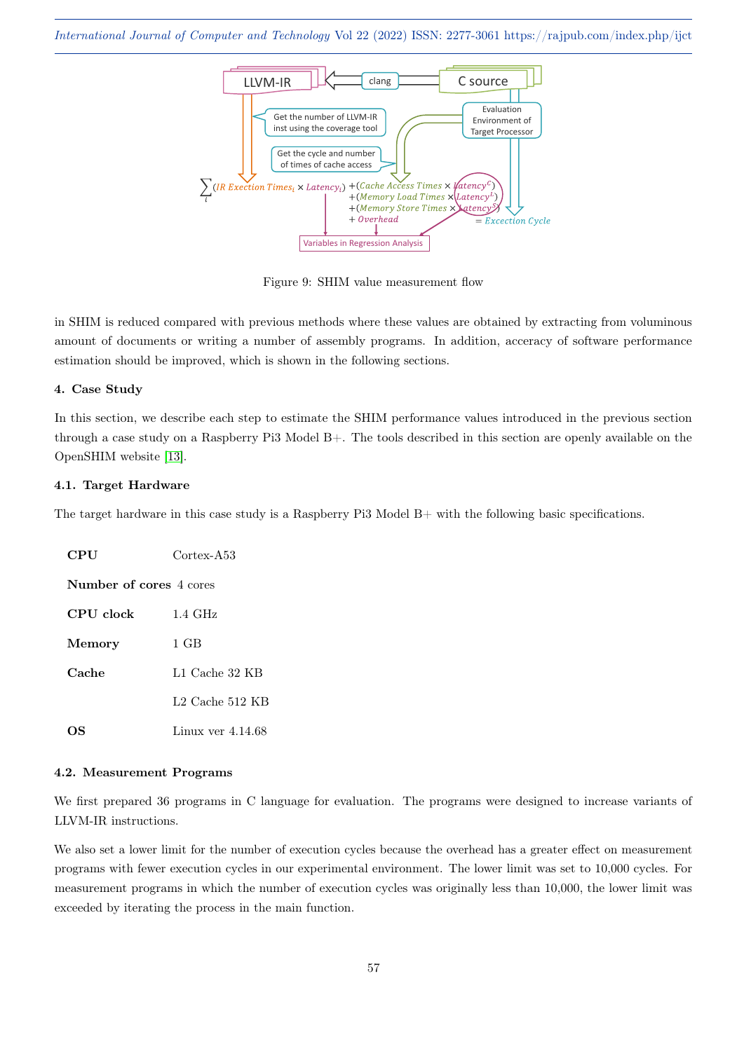Figure 9: SHIM value measurement flow

in SHIM is reduced compared with previous methods where these values are obtained by extracting from voluminous amount of documents or writing a number of assembly programs. In addition, acceracy of software performance estimation should be improved, which is shown in the following sections.

### 4. Case Study

In this section, we describe each step to estimate the SHIM performance values introduced in the previous section through a case study on a Raspberry Pi3 Model B+. The tools described in this section are openly available on the OpenSHIM website [13].

#### 4.1. Target Hardware

The target hardware in this case study is a Raspberry Pi3 Model B+ with the following basic specifications.

| | |
|---|---|
| **CPU** | Cortex-A53 |
| **Number of cores** | 4 cores |
| **CPU clock** | 1.4 GHz |
| **Memory** | 1 GB |
| **Cache** | L1 Cache 32 KB |
| | L2 Cache 512 KB |
| **OS** | Linux ver 4.14.68 |

#### 4.2. Measurement Programs

We first prepared 36 programs in C language for evaluation. The programs were designed to increase variants of LLVM-IR instructions.

We also set a lower limit for the number of execution cycles because the overhead has a greater effect on measurement programs with fewer execution cycles in our experimental environment. The lower limit was set to 10,000 cycles. For measurement programs in which the number of execution cycles was originally less than 10,000, the lower limit was exceeded by iterating the process in the main function.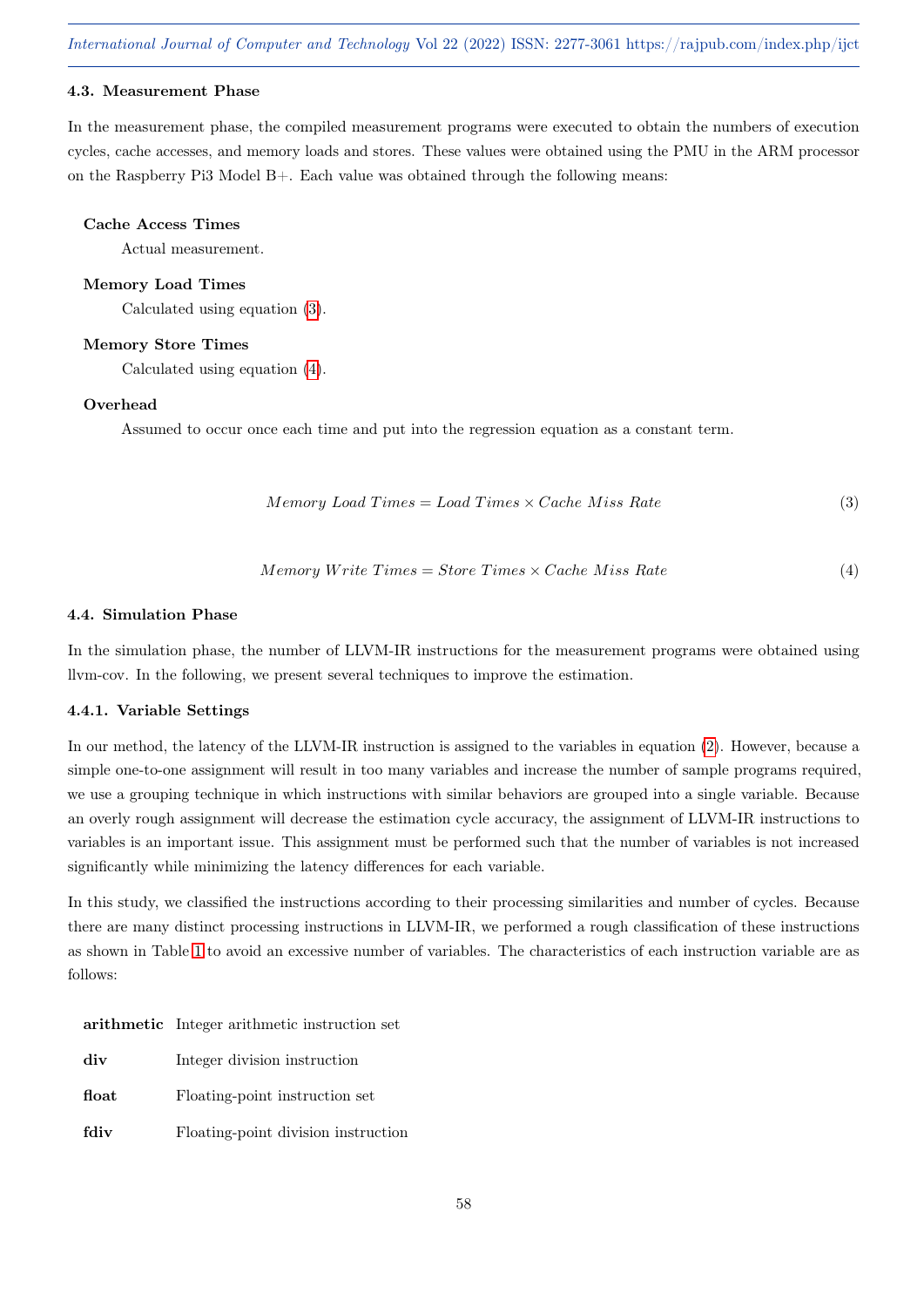### 4.3. Measurement Phase

In the measurement phase, the compiled measurement programs were executed to obtain the numbers of execution cycles, cache accesses, and memory loads and stores. These values were obtained using the PMU in the ARM processor on the Raspberry Pi3 Model B+. Each value was obtained through the following means:

**Cache Access Times**
: Actual measurement.

**Memory Load Times**
: Calculated using equation (3).

**Memory Store Times**
: Calculated using equation (4).

**Overhead**
: Assumed to occur once each time and put into the regression equation as a constant term.

$$Memory\ Load\ Times = Load\ Times \times Cache\ Miss\ Rate \tag{3}$$

$$Memory\ Write\ Times = Store\ Times \times Cache\ Miss\ Rate \tag{4}$$

### 4.4. Simulation Phase

In the simulation phase, the number of LLVM-IR instructions for the measurement programs were obtained using llvm-cov. In the following, we present several techniques to improve the estimation.

#### 4.4.1. Variable Settings

In our method, the latency of the LLVM-IR instruction is assigned to the variables in equation (2). However, because a simple one-to-one assignment will result in too many variables and increase the number of sample programs required, we use a grouping technique in which instructions with similar behaviors are grouped into a single variable. Because an overly rough assignment will decrease the estimation cycle accuracy, the assignment of LLVM-IR instructions to variables is an important issue. This assignment must be performed such that the number of variables is not increased significantly while minimizing the latency differences for each variable.

In this study, we classified the instructions according to their processing similarities and number of cycles. Because there are many distinct processing instructions in LLVM-IR, we performed a rough classification of these instructions as shown in Table 1 to avoid an excessive number of variables. The characteristics of each instruction variable are as follows:

**arithmetic** Integer arithmetic instruction set

**div** Integer division instruction

**float** Floating-point instruction set

**fdiv** Floating-point division instruction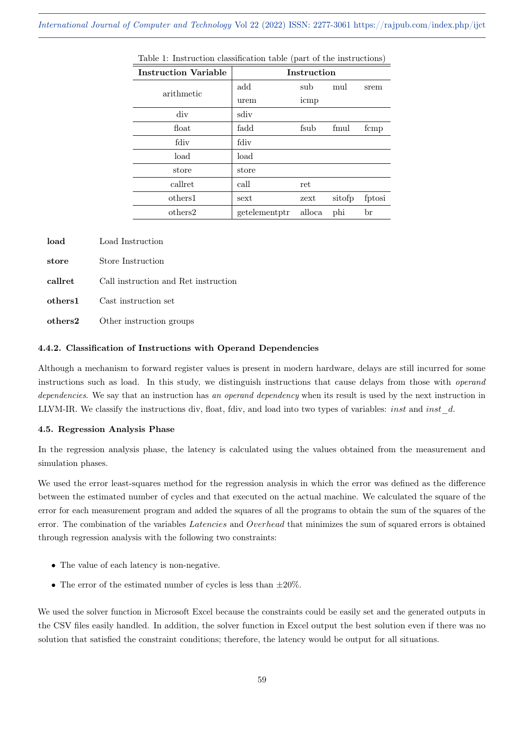Table 1: Instruction classification table (part of the instructions)

| Instruction Variable | Instruction | | | |
|---|---|---|---|---|
| arithmetic | add | sub | mul | srem |
| | urem | icmp | | |
| div | sdiv | | | |
| float | fadd | fsub | fmul | fcmp |
| fdiv | fdiv | | | |
| load | load | | | |
| store | store | | | |
| callret | call | ret | | |
| others1 | sext | zext | sitofp | fptosi |
| others2 | getelementptr | alloca | phi | br |

**load** Load Instruction

**store** Store Instruction

**callret** Call instruction and Ret instruction

**others1** Cast instruction set

**others2** Other instruction groups

#### 4.4.2. Classification of Instructions with Operand Dependencies

Although a mechanism to forward register values is present in modern hardware, delays are still incurred for some instructions such as load. In this study, we distinguish instructions that cause delays from those with *operand dependencies*. We say that an instruction has *an operand dependency* when its result is used by the next instruction in LLVM-IR. We classify the instructions div, float, fdiv, and load into two types of variables: *inst* and *inst_d*.

### 4.5. Regression Analysis Phase

In the regression analysis phase, the latency is calculated using the values obtained from the measurement and simulation phases.

We used the error least-squares method for the regression analysis in which the error was defined as the difference between the estimated number of cycles and that executed on the actual machine. We calculated the square of the error for each measurement program and added the squares of all the programs to obtain the sum of the squares of the error. The combination of the variables *Latencies* and *Overhead* that minimizes the sum of squared errors is obtained through regression analysis with the following two constraints:

- The value of each latency is non-negative.
- The error of the estimated number of cycles is less than $\pm 20\%$.

We used the solver function in Microsoft Excel because the constraints could be easily set and the generated outputs in the CSV files easily handled. In addition, the solver function in Excel output the best solution even if there was no solution that satisfied the constraint conditions; therefore, the latency would be output for all situations.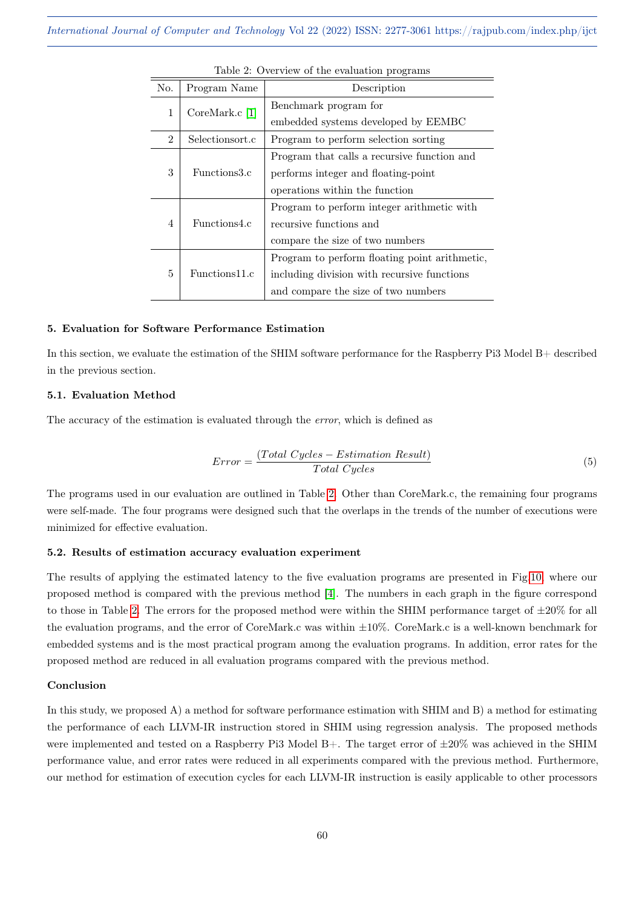Table 2: Overview of the evaluation programs

| No. | Program Name | Description |
|---|---|---|
| 1 | CoreMark.c [1] | Benchmark program for embedded systems developed by EEMBC |
| 2 | Selectionsort.c | Program to perform selection sorting |
| 3 | Functions3.c | Program that calls a recursive function and performs integer and floating-point operations within the function |
| 4 | Functions4.c | Program to perform integer arithmetic with recursive functions and compare the size of two numbers |
| 5 | Functions11.c | Program to perform floating point arithmetic, including division with recursive functions and compare the size of two numbers |

### 5. Evaluation for Software Performance Estimation

In this section, we evaluate the estimation of the SHIM software performance for the Raspberry Pi3 Model B+ described in the previous section.

#### 5.1. Evaluation Method

The accuracy of the estimation is evaluated through the *error*, which is defined as

$$Error = \frac{(Total\ Cycles - Estimation\ Result)}{Total\ Cycles} \tag{5}$$

The programs used in our evaluation are outlined in Table 2. Other than CoreMark.c, the remaining four programs were self-made. The four programs were designed such that the overlaps in the trends of the number of executions were minimized for effective evaluation.

#### 5.2. Results of estimation accuracy evaluation experiment

The results of applying the estimated latency to the five evaluation programs are presented in Fig.10, where our proposed method is compared with the previous method [4]. The numbers in each graph in the figure correspond to those in Table 2. The errors for the proposed method were within the SHIM performance target of ±20% for all the evaluation programs, and the error of CoreMark.c was within ±10%. CoreMark.c is a well-known benchmark for embedded systems and is the most practical program among the evaluation programs. In addition, error rates for the proposed method are reduced in all evaluation programs compared with the previous method.

### Conclusion

In this study, we proposed A) a method for software performance estimation with SHIM and B) a method for estimating the performance of each LLVM-IR instruction stored in SHIM using regression analysis. The proposed methods were implemented and tested on a Raspberry Pi3 Model B+. The target error of ±20% was achieved in the SHIM performance value, and error rates were reduced in all experiments compared with the previous method. Furthermore, our method for estimation of execution cycles for each LLVM-IR instruction is easily applicable to other processors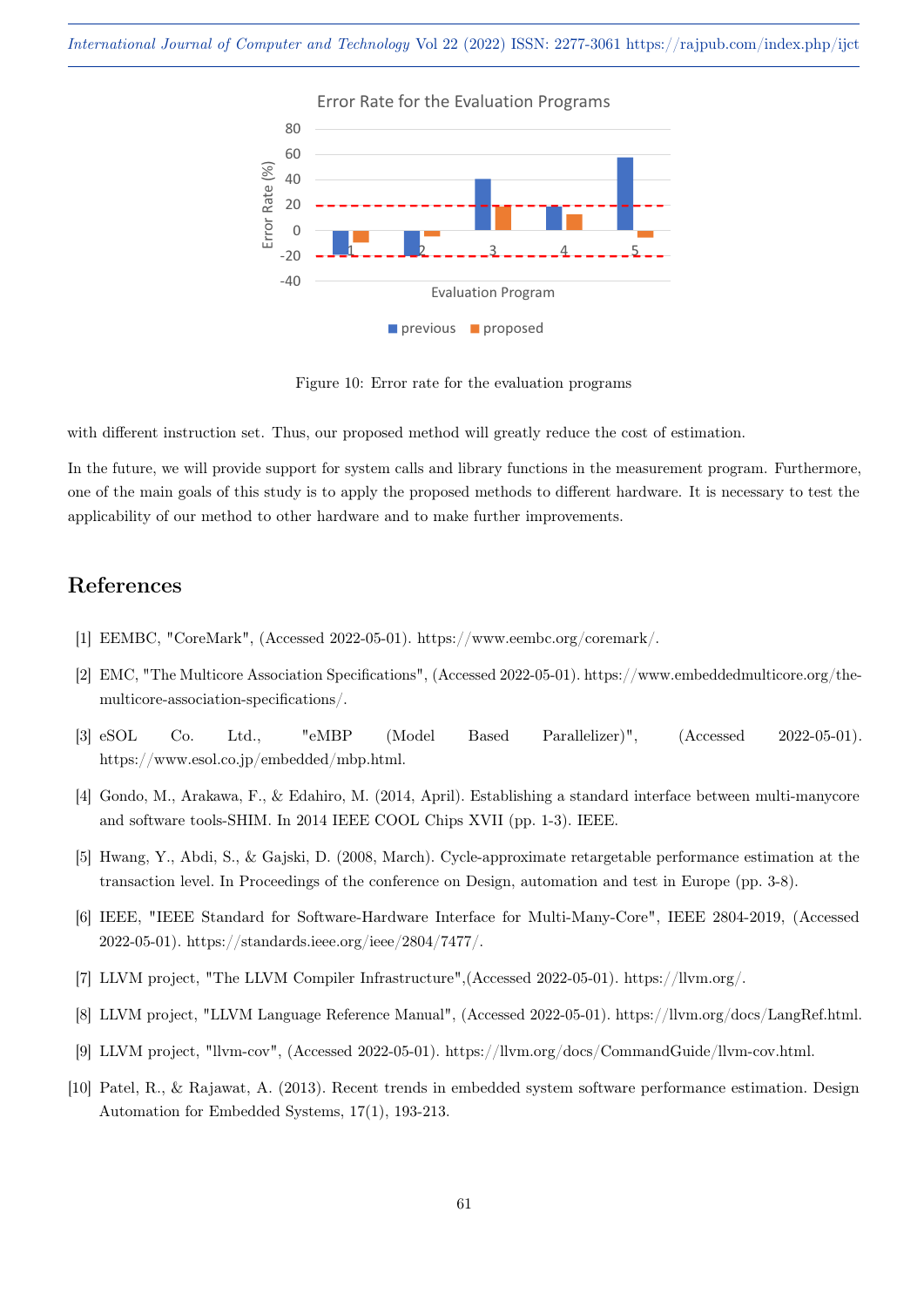Figure 10: Error rate for the evaluation programs

with different instruction set. Thus, our proposed method will greatly reduce the cost of estimation.

In the future, we will provide support for system calls and library functions in the measurement program. Furthermore, one of the main goals of this study is to apply the proposed methods to different hardware. It is necessary to test the applicability of our method to other hardware and to make further improvements.

## References

[1] EEMBC, "CoreMark", (Accessed 2022-05-01). https://www.eembc.org/coremark/.

[2] EMC, "The Multicore Association Specifications", (Accessed 2022-05-01). https://www.embeddedmulticore.org/the-multicore-association-specifications/.

[3] eSOL Co. Ltd., "eMBP (Model Based Parallelizer)", (Accessed 2022-05-01). https://www.esol.co.jp/embedded/mbp.html.

[4] Gondo, M., Arakawa, F., & Edahiro, M. (2014, April). Establishing a standard interface between multi-manycore and software tools-SHIM. In 2014 IEEE COOL Chips XVII (pp. 1-3). IEEE.

[5] Hwang, Y., Abdi, S., & Gajski, D. (2008, March). Cycle-approximate retargetable performance estimation at the transaction level. In Proceedings of the conference on Design, automation and test in Europe (pp. 3-8).

[6] IEEE, "IEEE Standard for Software-Hardware Interface for Multi-Many-Core", IEEE 2804-2019, (Accessed 2022-05-01). https://standards.ieee.org/ieee/2804/7477/.

[7] LLVM project, "The LLVM Compiler Infrastructure",(Accessed 2022-05-01). https://llvm.org/.

[8] LLVM project, "LLVM Language Reference Manual", (Accessed 2022-05-01). https://llvm.org/docs/LangRef.html.

[9] LLVM project, "llvm-cov", (Accessed 2022-05-01). https://llvm.org/docs/CommandGuide/llvm-cov.html.

[10] Patel, R., & Rajawat, A. (2013). Recent trends in embedded system software performance estimation. Design Automation for Embedded Systems, 17(1), 193-213.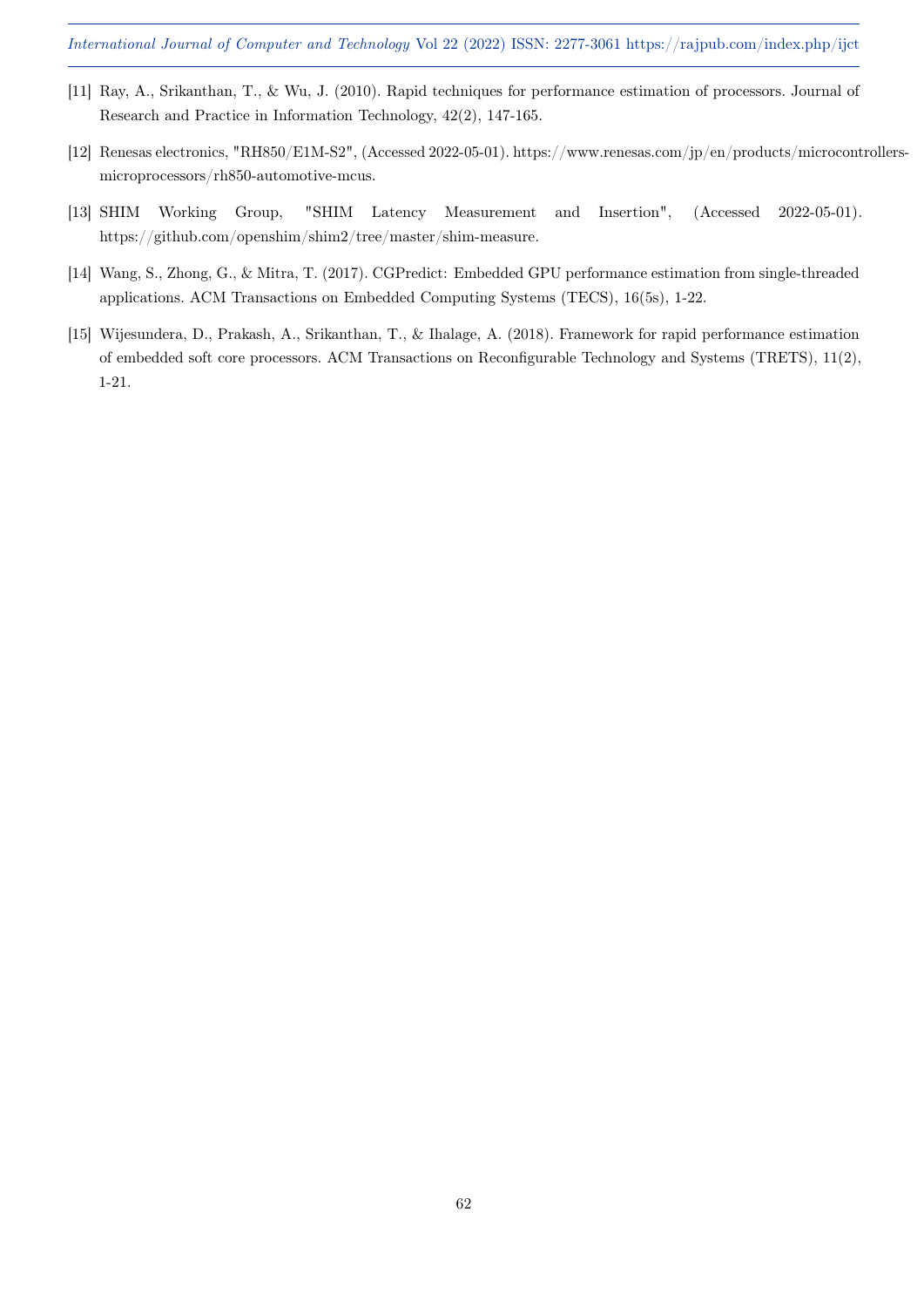[11] Ray, A., Srikanthan, T., & Wu, J. (2010). Rapid techniques for performance estimation of processors. Journal of Research and Practice in Information Technology, 42(2), 147-165.

[12] Renesas electronics, "RH850/E1M-S2", (Accessed 2022-05-01). https://www.renesas.com/jp/en/products/microcontrollers-microprocessors/rh850-automotive-mcus.

[13] SHIM Working Group, "SHIM Latency Measurement and Insertion", (Accessed 2022-05-01). https://github.com/openshim/shim2/tree/master/shim-measure.

[14] Wang, S., Zhong, G., & Mitra, T. (2017). CGPredict: Embedded GPU performance estimation from single-threaded applications. ACM Transactions on Embedded Computing Systems (TECS), 16(5s), 1-22.

[15] Wijesundera, D., Prakash, A., Srikanthan, T., & Ihalage, A. (2018). Framework for rapid performance estimation of embedded soft core processors. ACM Transactions on Reconfigurable Technology and Systems (TRETS), 11(2), 1-21.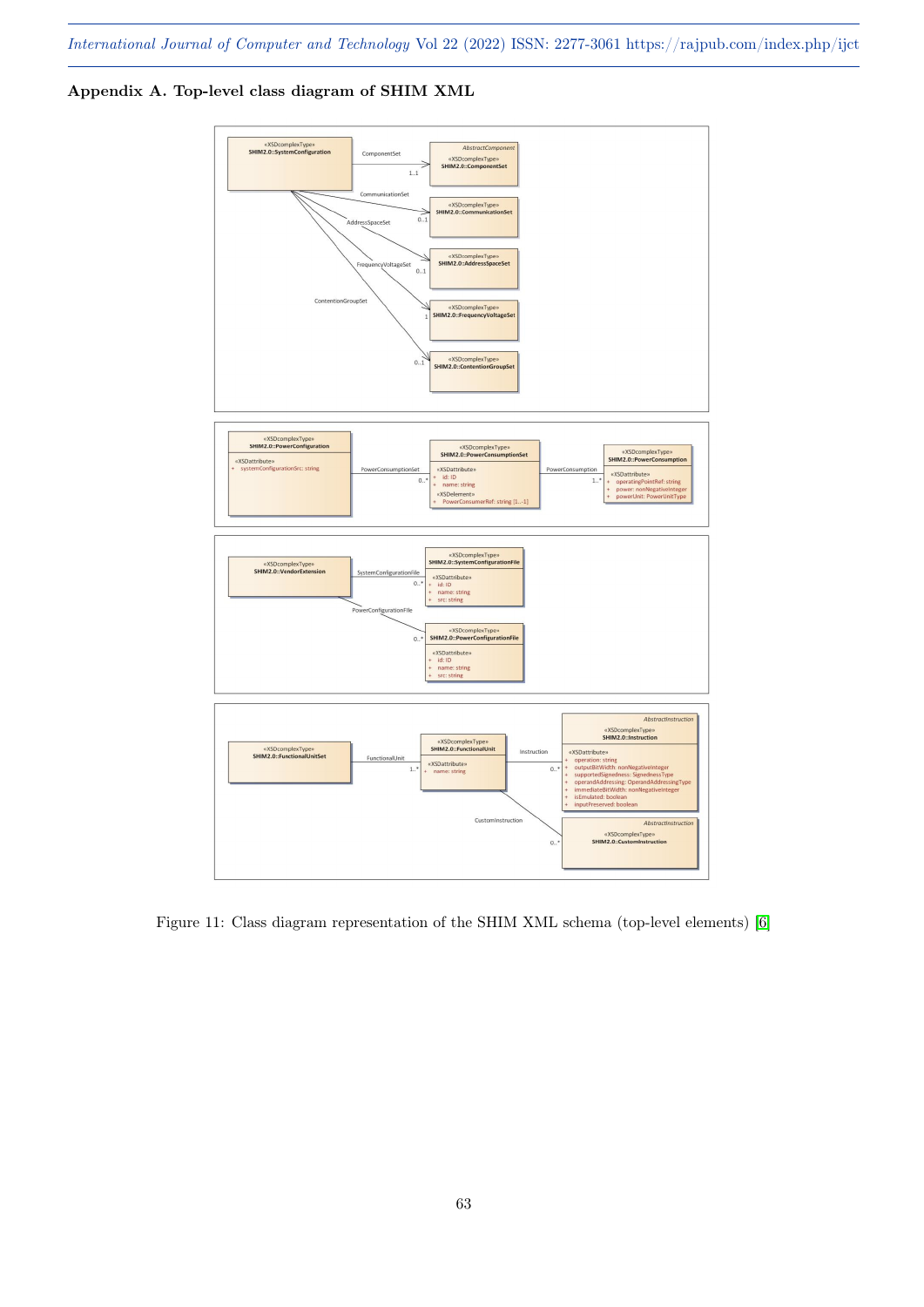**Appendix A. Top-level class diagram of SHIM XML**

«XSDcomplexType»
SHIM2.0::SystemConfiguration

ComponentSet
1..1

AbstractComponent
«XSDcomplexType»
SHIM2.0::ComponentSet

CommunicationSet
0..1

«XSDcomplexType»
SHIM2.0::CommunicationSet

AddressSpaceSet
0..1

«XSDcomplexType»
SHIM2.0::AddressSpaceSet

FrequencyVoltageSet
1

«XSDcomplexType»
SHIM2.0::FrequencyVoltageSet

ContentionGroupSet
0..1

«XSDcomplexType»
SHIM2.0::ContentionGroupSet

«XSDcomplexType»
SHIM2.0::PowerConfiguration
«XSDattribute»
+ systemConfigurationSrc: string

PowerConsumptionSet
0..*

«XSDcomplexType»
SHIM2.0::PowerConsumptionSet
«XSDattribute»
+ id: ID
+ name: string
«XSDelement»
+ PowerConsumerRef: string [1..-1]

PowerConsumption
1..*

«XSDcomplexType»
SHIM2.0::PowerConsumption
«XSDattribute»
+ operatingPointRef: string
+ power: nonNegativeInteger
+ powerUnit: PowerUnitType

«XSDcomplexType»
SHIM2.0::VendorExtension

SystemConfigurationFile
0..*

«XSDcomplexType»
SHIM2.0::SystemConfigurationFile
«XSDattribute»
+ id: ID
+ name: string
+ src: string

PowerConfigurationFile
0..*

«XSDcomplexType»
SHIM2.0::PowerConfigurationFile
«XSDattribute»
+ id: ID
+ name: string
+ src: string

«XSDcomplexType»
SHIM2.0::FunctionalUnitSet

FunctionalUnit
1..*

«XSDcomplexType»
SHIM2.0::FunctionalUnit
«XSDattribute»
+ name: string

Instruction
0..*

AbstractInstruction
«XSDcomplexType»
SHIM2.0::Instruction
«XSDattribute»
+ operation: string
+ outputBitWidth: nonNegativeInteger
+ supportedSignedness: SignednessType
+ operandAddressing: OperandAddressingType
+ immediateBitWidth: nonNegativeInteger
+ isEmulated: boolean
+ inputPreserved: boolean

CustomInstruction
0..*

AbstractInstruction
«XSDcomplexType»
SHIM2.0::CustomInstruction

Figure 11: Class diagram representation of the SHIM XML schema (top-level elements) [6]